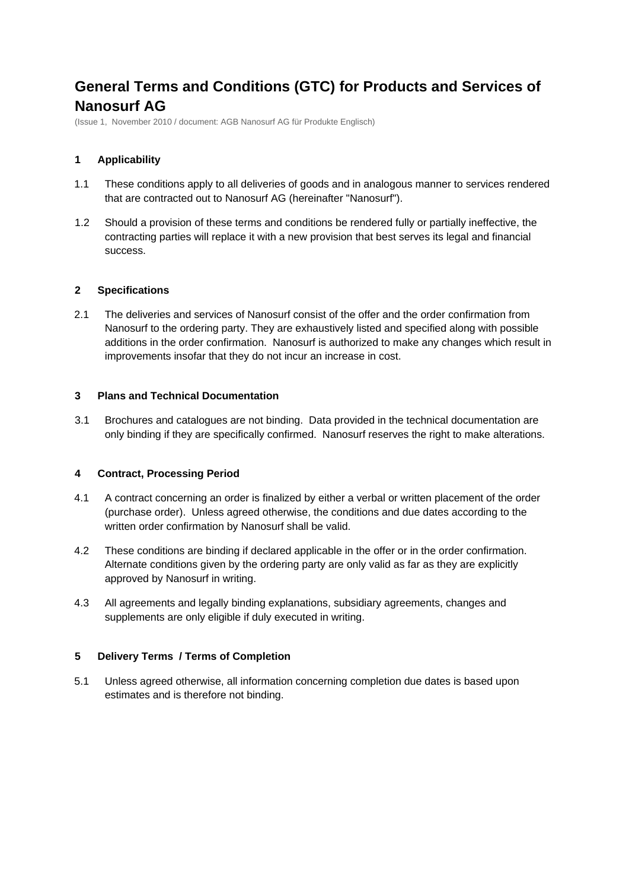# General Terms and Conditions (GTC) for Products and Services of Nanosurf AG

(Issue 1, November 2010 / document: AGB Nanosurf AG für Produkte Englisch)

### 1 Applicability

1.1 These conditions apply to all deliveries of goods and in analogous manner to services rendered that are contracted out to Nanosurf AG (hereinafter "Nanosurf").

1.2 Should a provision of these terms and conditions be rendered fully or partially ineffective, the contracting parties will replace it with a new provision that best serves its legal and financial success.

### 2 Specifications

2.1 The deliveries and services of Nanosurf consist of the offer and the order confirmation from Nanosurf to the ordering party. They are exhaustively listed and specified along with possible additions in the order confirmation. Nanosurf is authorized to make any changes which result in improvements insofar that they do not incur an increase in cost.

### 3 Plans and Technical Documentation

3.1 Brochures and catalogues are not binding. Data provided in the technical documentation are only binding if they are specifically confirmed. Nanosurf reserves the right to make alterations.

### 4 Contract, Processing Period

4.1 A contract concerning an order is finalized by either a verbal or written placement of the order (purchase order). Unless agreed otherwise, the conditions and due dates according to the written order confirmation by Nanosurf shall be valid.

4.2 These conditions are binding if declared applicable in the offer or in the order confirmation. Alternate conditions given by the ordering party are only valid as far as they are explicitly approved by Nanosurf in writing.

4.3 All agreements and legally binding explanations, subsidiary agreements, changes and supplements are only eligible if duly executed in writing.

### 5 Delivery Terms / Terms of Completion

5.1 Unless agreed otherwise, all information concerning completion due dates is based upon estimates and is therefore not binding.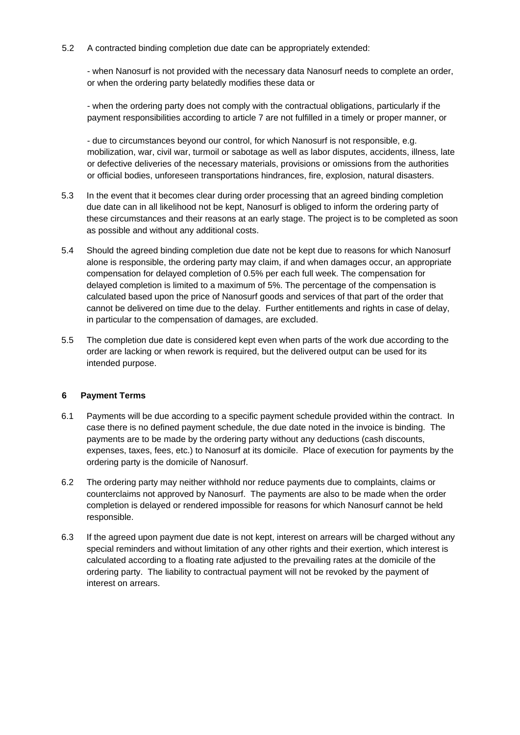5.2 A contracted binding completion due date can be appropriately extended:

- when Nanosurf is not provided with the necessary data Nanosurf needs to complete an order, or when the ordering party belatedly modifies these data or

- when the ordering party does not comply with the contractual obligations, particularly if the payment responsibilities according to article 7 are not fulfilled in a timely or proper manner, or

- due to circumstances beyond our control, for which Nanosurf is not responsible, e.g. mobilization, war, civil war, turmoil or sabotage as well as labor disputes, accidents, illness, late or defective deliveries of the necessary materials, provisions or omissions from the authorities or official bodies, unforeseen transportations hindrances, fire, explosion, natural disasters.

5.3 In the event that it becomes clear during order processing that an agreed binding completion due date can in all likelihood not be kept, Nanosurf is obliged to inform the ordering party of these circumstances and their reasons at an early stage. The project is to be completed as soon as possible and without any additional costs.

5.4 Should the agreed binding completion due date not be kept due to reasons for which Nanosurf alone is responsible, the ordering party may claim, if and when damages occur, an appropriate compensation for delayed completion of 0.5% per each full week. The compensation for delayed completion is limited to a maximum of 5%. The percentage of the compensation is calculated based upon the price of Nanosurf goods and services of that part of the order that cannot be delivered on time due to the delay. Further entitlements and rights in case of delay, in particular to the compensation of damages, are excluded.

5.5 The completion due date is considered kept even when parts of the work due according to the order are lacking or when rework is required, but the delivered output can be used for its intended purpose.

## 6 Payment Terms

6.1 Payments will be due according to a specific payment schedule provided within the contract. In case there is no defined payment schedule, the due date noted in the invoice is binding. The payments are to be made by the ordering party without any deductions (cash discounts, expenses, taxes, fees, etc.) to Nanosurf at its domicile. Place of execution for payments by the ordering party is the domicile of Nanosurf.

6.2 The ordering party may neither withhold nor reduce payments due to complaints, claims or counterclaims not approved by Nanosurf. The payments are also to be made when the order completion is delayed or rendered impossible for reasons for which Nanosurf cannot be held responsible.

6.3 If the agreed upon payment due date is not kept, interest on arrears will be charged without any special reminders and without limitation of any other rights and their exertion, which interest is calculated according to a floating rate adjusted to the prevailing rates at the domicile of the ordering party. The liability to contractual payment will not be revoked by the payment of interest on arrears.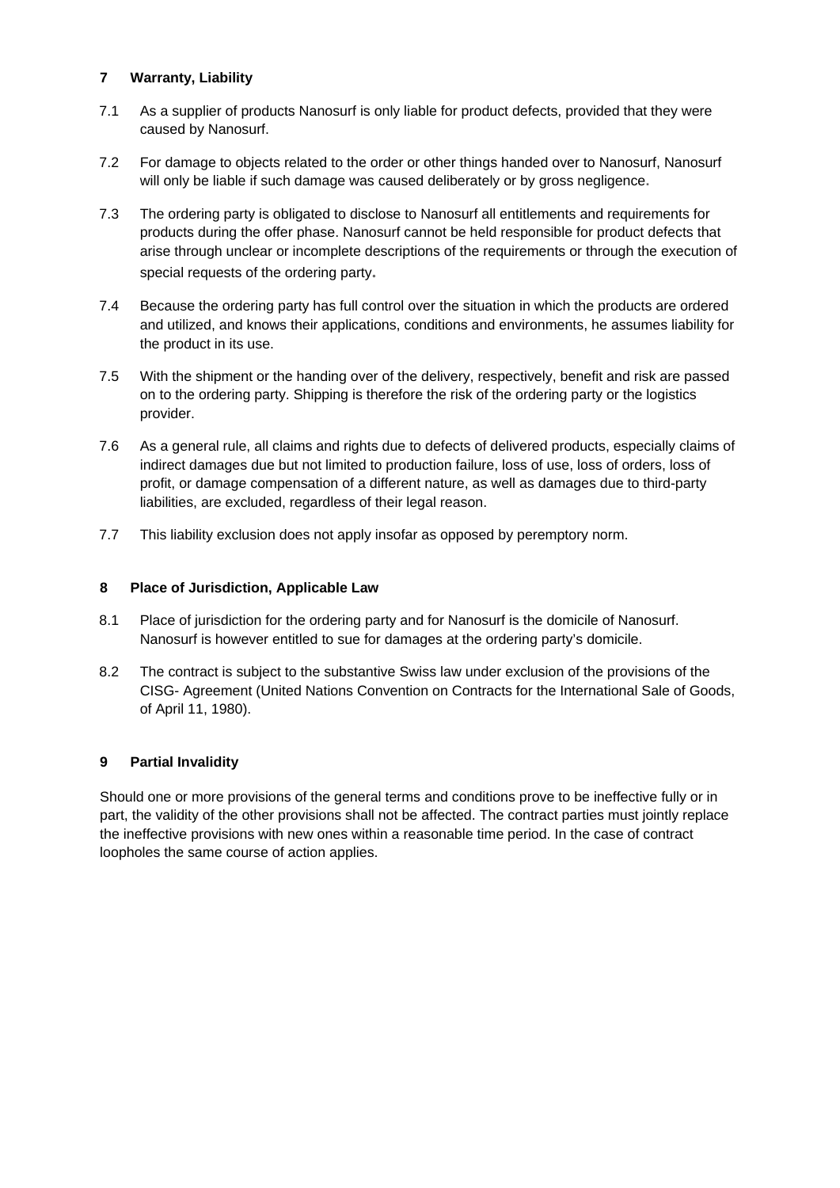## 7 Warranty, Liability

7.1 As a supplier of products Nanosurf is only liable for product defects, provided that they were caused by Nanosurf.

7.2 For damage to objects related to the order or other things handed over to Nanosurf, Nanosurf will only be liable if such damage was caused deliberately or by gross negligence.

7.3 The ordering party is obligated to disclose to Nanosurf all entitlements and requirements for products during the offer phase. Nanosurf cannot be held responsible for product defects that arise through unclear or incomplete descriptions of the requirements or through the execution of special requests of the ordering party.

7.4 Because the ordering party has full control over the situation in which the products are ordered and utilized, and knows their applications, conditions and environments, he assumes liability for the product in its use.

7.5 With the shipment or the handing over of the delivery, respectively, benefit and risk are passed on to the ordering party. Shipping is therefore the risk of the ordering party or the logistics provider.

7.6 As a general rule, all claims and rights due to defects of delivered products, especially claims of indirect damages due but not limited to production failure, loss of use, loss of orders, loss of profit, or damage compensation of a different nature, as well as damages due to third-party liabilities, are excluded, regardless of their legal reason.

7.7 This liability exclusion does not apply insofar as opposed by peremptory norm.

## 8 Place of Jurisdiction, Applicable Law

8.1 Place of jurisdiction for the ordering party and for Nanosurf is the domicile of Nanosurf. Nanosurf is however entitled to sue for damages at the ordering party's domicile.

8.2 The contract is subject to the substantive Swiss law under exclusion of the provisions of the CISG- Agreement (United Nations Convention on Contracts for the International Sale of Goods, of April 11, 1980).

## 9 Partial Invalidity

Should one or more provisions of the general terms and conditions prove to be ineffective fully or in part, the validity of the other provisions shall not be affected. The contract parties must jointly replace the ineffective provisions with new ones within a reasonable time period. In the case of contract loopholes the same course of action applies.